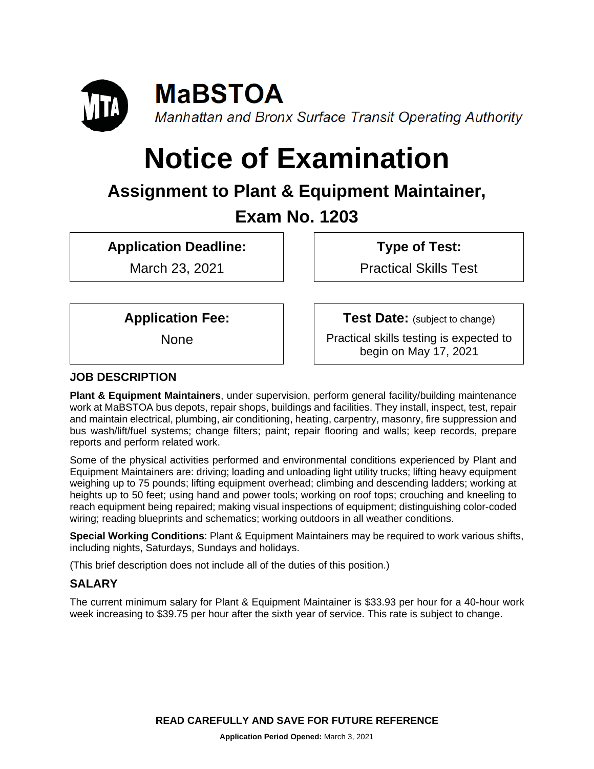# MaBSTOA

*Manhattan and Bronx Surface Transit Operating Authority*

# Notice of Examination

## Assignment to Plant & Equipment Maintainer,

## Exam No. 1203

| **Application Deadline:** | **Type of Test:** |
|---|---|
| March 23, 2021 | Practical Skills Test |

| **Application Fee:** | **Test Date:** (subject to change) |
|---|---|
| None | Practical skills testing is expected to begin on May 17, 2021 |

### JOB DESCRIPTION

**Plant & Equipment Maintainers**, under supervision, perform general facility/building maintenance work at MaBSTOA bus depots, repair shops, buildings and facilities. They install, inspect, test, repair and maintain electrical, plumbing, air conditioning, heating, carpentry, masonry, fire suppression and bus wash/lift/fuel systems; change filters; paint; repair flooring and walls; keep records, prepare reports and perform related work.

Some of the physical activities performed and environmental conditions experienced by Plant and Equipment Maintainers are: driving; loading and unloading light utility trucks; lifting heavy equipment weighing up to 75 pounds; lifting equipment overhead; climbing and descending ladders; working at heights up to 50 feet; using hand and power tools; working on roof tops; crouching and kneeling to reach equipment being repaired; making visual inspections of equipment; distinguishing color-coded wiring; reading blueprints and schematics; working outdoors in all weather conditions.

**Special Working Conditions**: Plant & Equipment Maintainers may be required to work various shifts, including nights, Saturdays, Sundays and holidays.

(This brief description does not include all of the duties of this position.)

### SALARY

The current minimum salary for Plant & Equipment Maintainer is $33.93 per hour for a 40-hour work week increasing to $39.75 per hour after the sixth year of service. This rate is subject to change.

**READ CAREFULLY AND SAVE FOR FUTURE REFERENCE**

**Application Period Opened:** March 3, 2021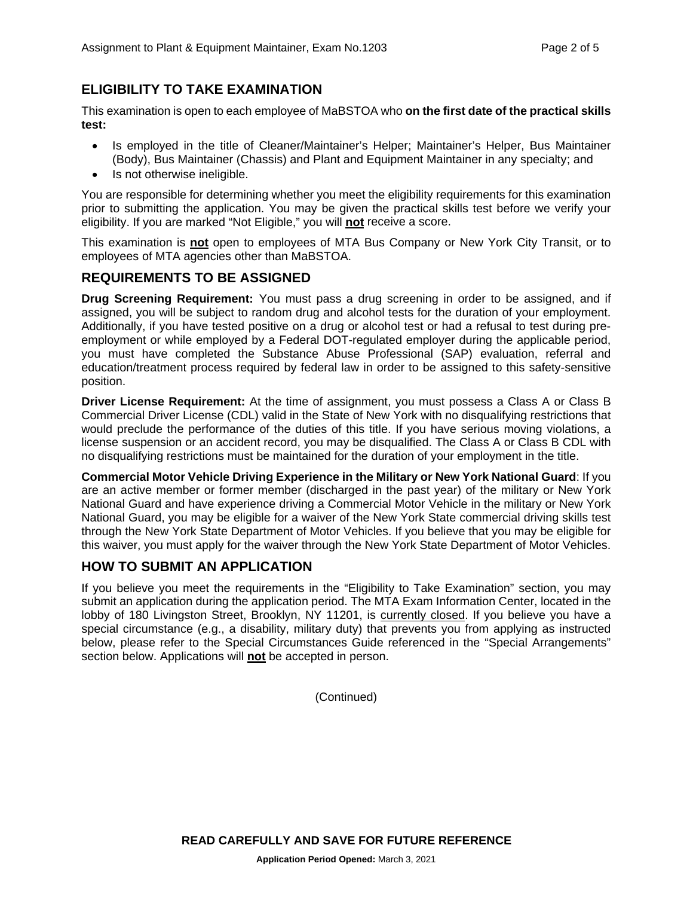## ELIGIBILITY TO TAKE EXAMINATION

This examination is open to each employee of MaBSTOA who **on the first date of the practical skills test:**

- Is employed in the title of Cleaner/Maintainer's Helper; Maintainer's Helper, Bus Maintainer (Body), Bus Maintainer (Chassis) and Plant and Equipment Maintainer in any specialty; and
- Is not otherwise ineligible.

You are responsible for determining whether you meet the eligibility requirements for this examination prior to submitting the application. You may be given the practical skills test before we verify your eligibility. If you are marked "Not Eligible," you will **not** receive a score.

This examination is **not** open to employees of MTA Bus Company or New York City Transit, or to employees of MTA agencies other than MaBSTOA.

## REQUIREMENTS TO BE ASSIGNED

**Drug Screening Requirement:** You must pass a drug screening in order to be assigned, and if assigned, you will be subject to random drug and alcohol tests for the duration of your employment. Additionally, if you have tested positive on a drug or alcohol test or had a refusal to test during pre-employment or while employed by a Federal DOT-regulated employer during the applicable period, you must have completed the Substance Abuse Professional (SAP) evaluation, referral and education/treatment process required by federal law in order to be assigned to this safety-sensitive position.

**Driver License Requirement:** At the time of assignment, you must possess a Class A or Class B Commercial Driver License (CDL) valid in the State of New York with no disqualifying restrictions that would preclude the performance of the duties of this title. If you have serious moving violations, a license suspension or an accident record, you may be disqualified. The Class A or Class B CDL with no disqualifying restrictions must be maintained for the duration of your employment in the title.

**Commercial Motor Vehicle Driving Experience in the Military or New York National Guard**: If you are an active member or former member (discharged in the past year) of the military or New York National Guard and have experience driving a Commercial Motor Vehicle in the military or New York National Guard, you may be eligible for a waiver of the New York State commercial driving skills test through the New York State Department of Motor Vehicles. If you believe that you may be eligible for this waiver, you must apply for the waiver through the New York State Department of Motor Vehicles.

## HOW TO SUBMIT AN APPLICATION

If you believe you meet the requirements in the "Eligibility to Take Examination" section, you may submit an application during the application period. The MTA Exam Information Center, located in the lobby of 180 Livingston Street, Brooklyn, NY 11201, is currently closed. If you believe you have a special circumstance (e.g., a disability, military duty) that prevents you from applying as instructed below, please refer to the Special Circumstances Guide referenced in the "Special Arrangements" section below. Applications will **not** be accepted in person.

(Continued)

**READ CAREFULLY AND SAVE FOR FUTURE REFERENCE**

**Application Period Opened:** March 3, 2021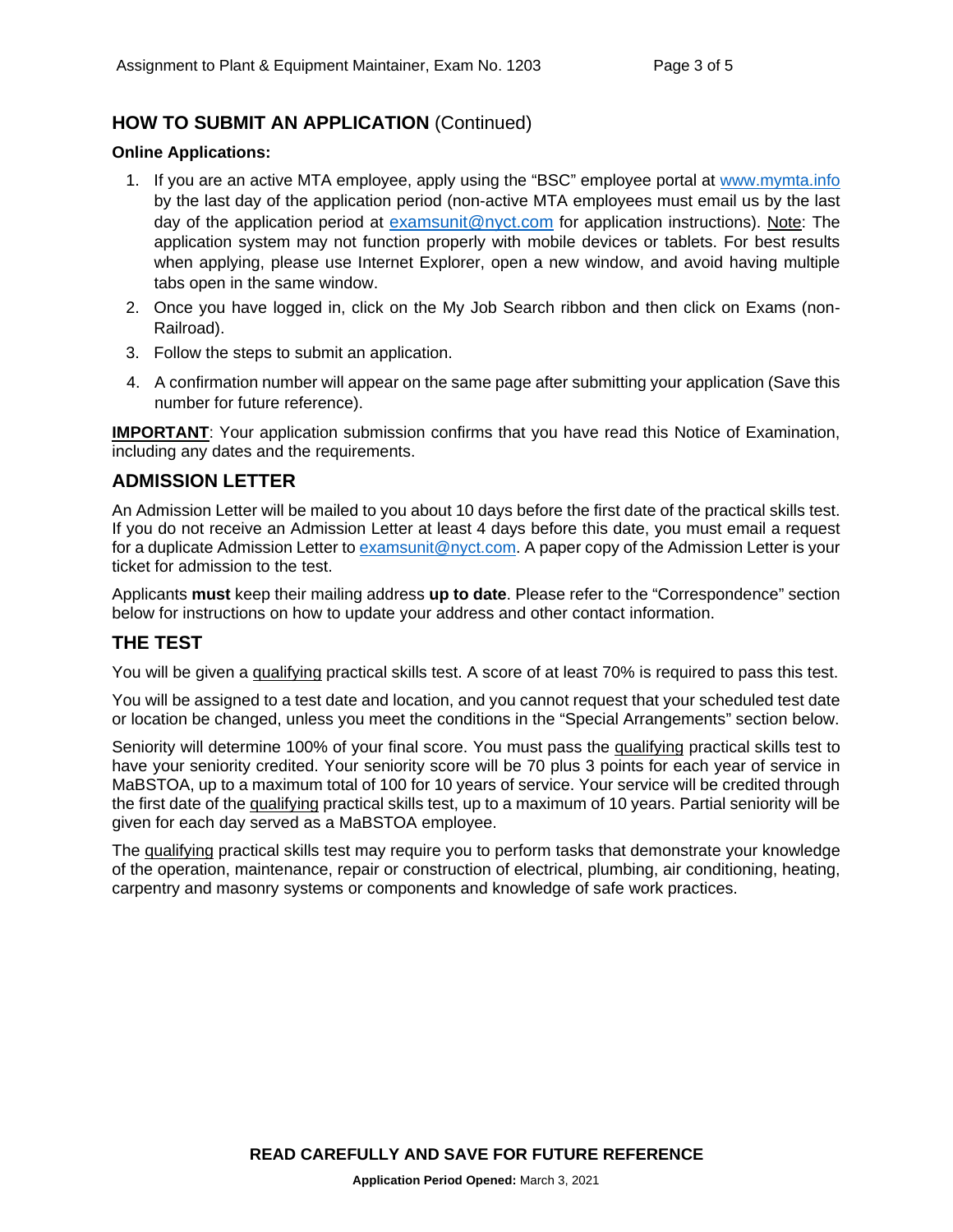## HOW TO SUBMIT AN APPLICATION (Continued)

**Online Applications:**

1. If you are an active MTA employee, apply using the "BSC" employee portal at www.mymta.info by the last day of the application period (non-active MTA employees must email us by the last day of the application period at examsunit@nyct.com for application instructions). Note: The application system may not function properly with mobile devices or tablets. For best results when applying, please use Internet Explorer, open a new window, and avoid having multiple tabs open in the same window.
2. Once you have logged in, click on the My Job Search ribbon and then click on Exams (non-Railroad).
3. Follow the steps to submit an application.
4. A confirmation number will appear on the same page after submitting your application (Save this number for future reference).

**IMPORTANT**: Your application submission confirms that you have read this Notice of Examination, including any dates and the requirements.

## ADMISSION LETTER

An Admission Letter will be mailed to you about 10 days before the first date of the practical skills test. If you do not receive an Admission Letter at least 4 days before this date, you must email a request for a duplicate Admission Letter to examsunit@nyct.com. A paper copy of the Admission Letter is your ticket for admission to the test.

Applicants **must** keep their mailing address **up to date**. Please refer to the "Correspondence" section below for instructions on how to update your address and other contact information.

## THE TEST

You will be given a qualifying practical skills test. A score of at least 70% is required to pass this test.

You will be assigned to a test date and location, and you cannot request that your scheduled test date or location be changed, unless you meet the conditions in the "Special Arrangements" section below.

Seniority will determine 100% of your final score. You must pass the qualifying practical skills test to have your seniority credited. Your seniority score will be 70 plus 3 points for each year of service in MaBSTOA, up to a maximum total of 100 for 10 years of service. Your service will be credited through the first date of the qualifying practical skills test, up to a maximum of 10 years. Partial seniority will be given for each day served as a MaBSTOA employee.

The qualifying practical skills test may require you to perform tasks that demonstrate your knowledge of the operation, maintenance, repair or construction of electrical, plumbing, air conditioning, heating, carpentry and masonry systems or components and knowledge of safe work practices.

**READ CAREFULLY AND SAVE FOR FUTURE REFERENCE**

**Application Period Opened:** March 3, 2021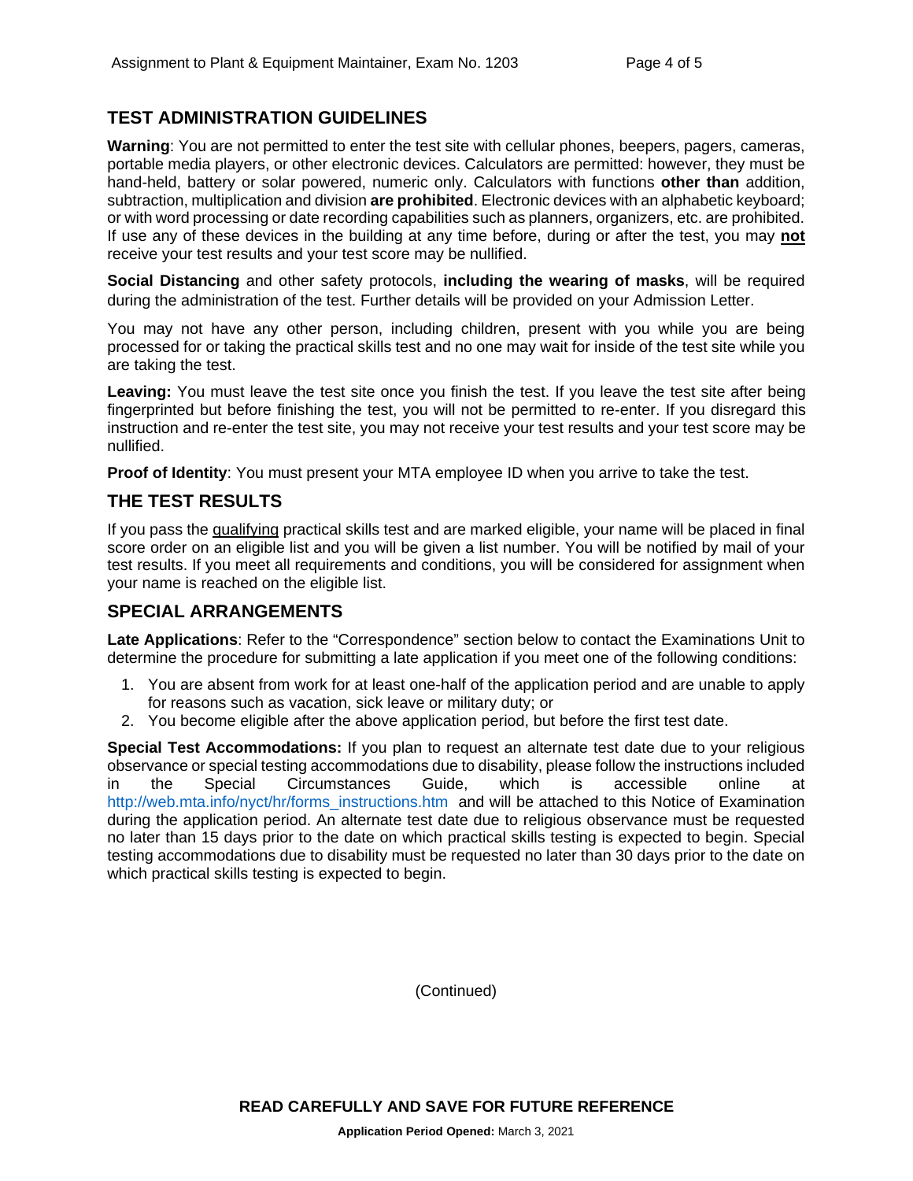## TEST ADMINISTRATION GUIDELINES

**Warning**: You are not permitted to enter the test site with cellular phones, beepers, pagers, cameras, portable media players, or other electronic devices. Calculators are permitted: however, they must be hand-held, battery or solar powered, numeric only. Calculators with functions **other than** addition, subtraction, multiplication and division **are prohibited**. Electronic devices with an alphabetic keyboard; or with word processing or date recording capabilities such as planners, organizers, etc. are prohibited. If use any of these devices in the building at any time before, during or after the test, you may **not** receive your test results and your test score may be nullified.

**Social Distancing** and other safety protocols, **including the wearing of masks**, will be required during the administration of the test. Further details will be provided on your Admission Letter.

You may not have any other person, including children, present with you while you are being processed for or taking the practical skills test and no one may wait for inside of the test site while you are taking the test.

**Leaving:** You must leave the test site once you finish the test. If you leave the test site after being fingerprinted but before finishing the test, you will not be permitted to re-enter. If you disregard this instruction and re-enter the test site, you may not receive your test results and your test score may be nullified.

**Proof of Identity**: You must present your MTA employee ID when you arrive to take the test.

## THE TEST RESULTS

If you pass the qualifying practical skills test and are marked eligible, your name will be placed in final score order on an eligible list and you will be given a list number. You will be notified by mail of your test results. If you meet all requirements and conditions, you will be considered for assignment when your name is reached on the eligible list.

## SPECIAL ARRANGEMENTS

**Late Applications**: Refer to the "Correspondence" section below to contact the Examinations Unit to determine the procedure for submitting a late application if you meet one of the following conditions:

1. You are absent from work for at least one-half of the application period and are unable to apply for reasons such as vacation, sick leave or military duty; or
2. You become eligible after the above application period, but before the first test date.

**Special Test Accommodations:** If you plan to request an alternate test date due to your religious observance or special testing accommodations due to disability, please follow the instructions included in the Special Circumstances Guide, which is accessible online at http://web.mta.info/nyct/hr/forms_instructions.htm and will be attached to this Notice of Examination during the application period. An alternate test date due to religious observance must be requested no later than 15 days prior to the date on which practical skills testing is expected to begin. Special testing accommodations due to disability must be requested no later than 30 days prior to the date on which practical skills testing is expected to begin.

(Continued)

**READ CAREFULLY AND SAVE FOR FUTURE REFERENCE**

**Application Period Opened:** March 3, 2021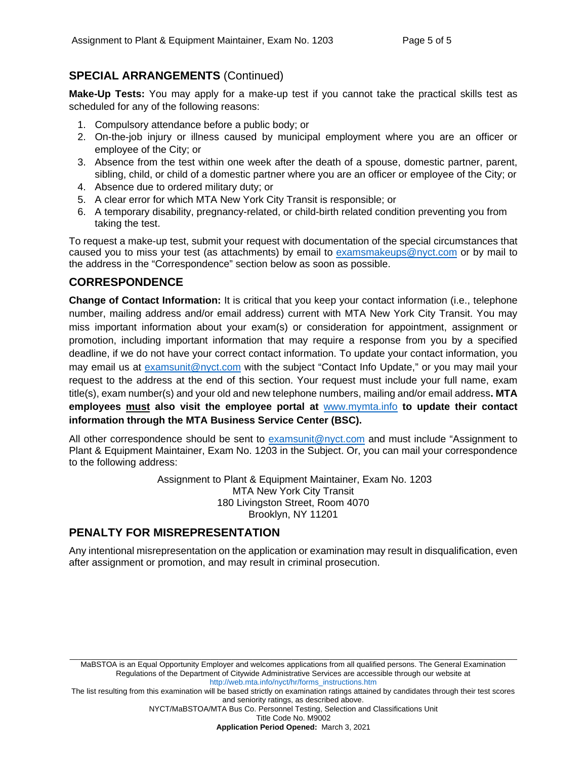## SPECIAL ARRANGEMENTS (Continued)

**Make-Up Tests:** You may apply for a make-up test if you cannot take the practical skills test as scheduled for any of the following reasons:

1. Compulsory attendance before a public body; or
2. On-the-job injury or illness caused by municipal employment where you are an officer or employee of the City; or
3. Absence from the test within one week after the death of a spouse, domestic partner, parent, sibling, child, or child of a domestic partner where you are an officer or employee of the City; or
4. Absence due to ordered military duty; or
5. A clear error for which MTA New York City Transit is responsible; or
6. A temporary disability, pregnancy-related, or child-birth related condition preventing you from taking the test.

To request a make-up test, submit your request with documentation of the special circumstances that caused you to miss your test (as attachments) by email to examsmakeups@nyct.com or by mail to the address in the "Correspondence" section below as soon as possible.

## CORRESPONDENCE

**Change of Contact Information:** It is critical that you keep your contact information (i.e., telephone number, mailing address and/or email address) current with MTA New York City Transit. You may miss important information about your exam(s) or consideration for appointment, assignment or promotion, including important information that may require a response from you by a specified deadline, if we do not have your correct contact information. To update your contact information, you may email us at examsunit@nyct.com with the subject "Contact Info Update," or you may mail your request to the address at the end of this section. Your request must include your full name, exam title(s), exam number(s) and your old and new telephone numbers, mailing and/or email address**. MTA employees <u>must</u> also visit the employee portal at www.mymta.info to update their contact information through the MTA Business Service Center (BSC).**

All other correspondence should be sent to examsunit@nyct.com and must include "Assignment to Plant & Equipment Maintainer, Exam No. 1203 in the Subject. Or, you can mail your correspondence to the following address:

Assignment to Plant & Equipment Maintainer, Exam No. 1203
MTA New York City Transit
180 Livingston Street, Room 4070
Brooklyn, NY 11201

## PENALTY FOR MISREPRESENTATION

Any intentional misrepresentation on the application or examination may result in disqualification, even after assignment or promotion, and may result in criminal prosecution.

---

MaBSTOA is an Equal Opportunity Employer and welcomes applications from all qualified persons. The General Examination Regulations of the Department of Citywide Administrative Services are accessible through our website at http://web.mta.info/nyct/hr/forms_instructions.htm

The list resulting from this examination will be based strictly on examination ratings attained by candidates through their test scores and seniority ratings, as described above.

NYCT/MaBSTOA/MTA Bus Co. Personnel Testing, Selection and Classifications Unit

Title Code No. M9002

**Application Period Opened:** March 3, 2021